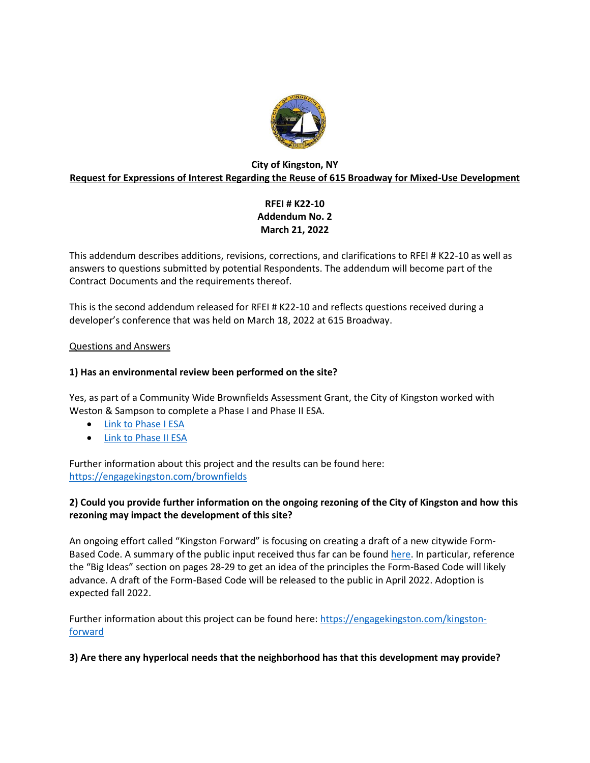**City of Kingston, NY**

**Request for Expressions of Interest Regarding the Reuse of 615 Broadway for Mixed-Use Development**

**RFEI # K22-10**
**Addendum No. 2**
**March 21, 2022**

This addendum describes additions, revisions, corrections, and clarifications to RFEI # K22-10 as well as answers to questions submitted by potential Respondents. The addendum will become part of the Contract Documents and the requirements thereof.

This is the second addendum released for RFEI # K22-10 and reflects questions received during a developer's conference that was held on March 18, 2022 at 615 Broadway.

Questions and Answers

**1) Has an environmental review been performed on the site?**

Yes, as part of a Community Wide Brownfields Assessment Grant, the City of Kingston worked with Weston & Sampson to complete a Phase I and Phase II ESA.

- Link to Phase I ESA
- Link to Phase II ESA

Further information about this project and the results can be found here: https://engagekingston.com/brownfields

**2) Could you provide further information on the ongoing rezoning of the City of Kingston and how this rezoning may impact the development of this site?**

An ongoing effort called "Kingston Forward" is focusing on creating a draft of a new citywide Form-Based Code. A summary of the public input received thus far can be found here. In particular, reference the "Big Ideas" section on pages 28-29 to get an idea of the principles the Form-Based Code will likely advance. A draft of the Form-Based Code will be released to the public in April 2022. Adoption is expected fall 2022.

Further information about this project can be found here: https://engagekingston.com/kingston-forward

**3) Are there any hyperlocal needs that the neighborhood has that this development may provide?**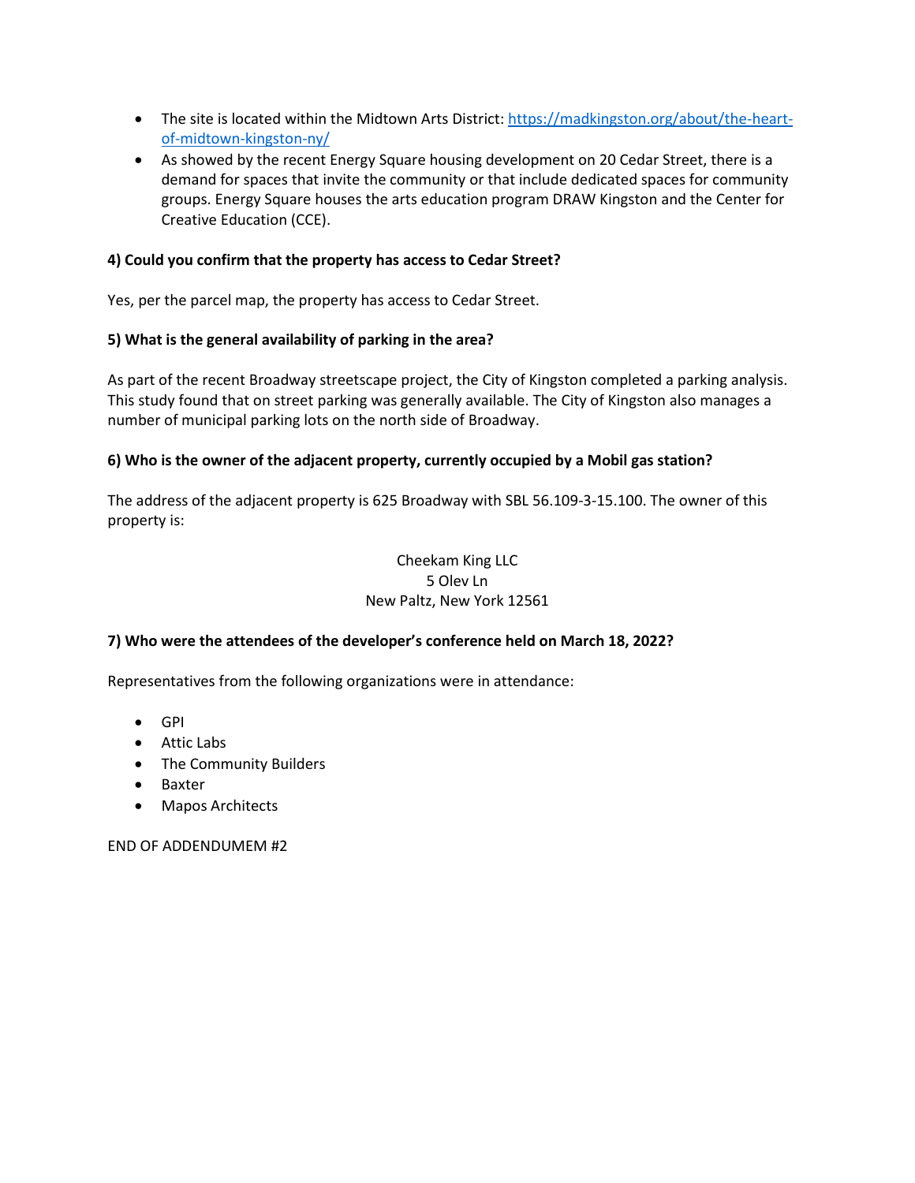- The site is located within the Midtown Arts District: [https://madkingston.org/about/the-heart-of-midtown-kingston-ny/](https://madkingston.org/about/the-heart-of-midtown-kingston-ny/)
- As showed by the recent Energy Square housing development on 20 Cedar Street, there is a demand for spaces that invite the community or that include dedicated spaces for community groups. Energy Square houses the arts education program DRAW Kingston and the Center for Creative Education (CCE).

**4) Could you confirm that the property has access to Cedar Street?**

Yes, per the parcel map, the property has access to Cedar Street.

**5) What is the general availability of parking in the area?**

As part of the recent Broadway streetscape project, the City of Kingston completed a parking analysis. This study found that on street parking was generally available. The City of Kingston also manages a number of municipal parking lots on the north side of Broadway.

**6) Who is the owner of the adjacent property, currently occupied by a Mobil gas station?**

The address of the adjacent property is 625 Broadway with SBL 56.109-3-15.100. The owner of this property is:

Cheekam King LLC
5 Olev Ln
New Paltz, New York 12561

**7) Who were the attendees of the developer's conference held on March 18, 2022?**

Representatives from the following organizations were in attendance:

- GPI
- Attic Labs
- The Community Builders
- Baxter
- Mapos Architects

END OF ADDENDUMEM #2